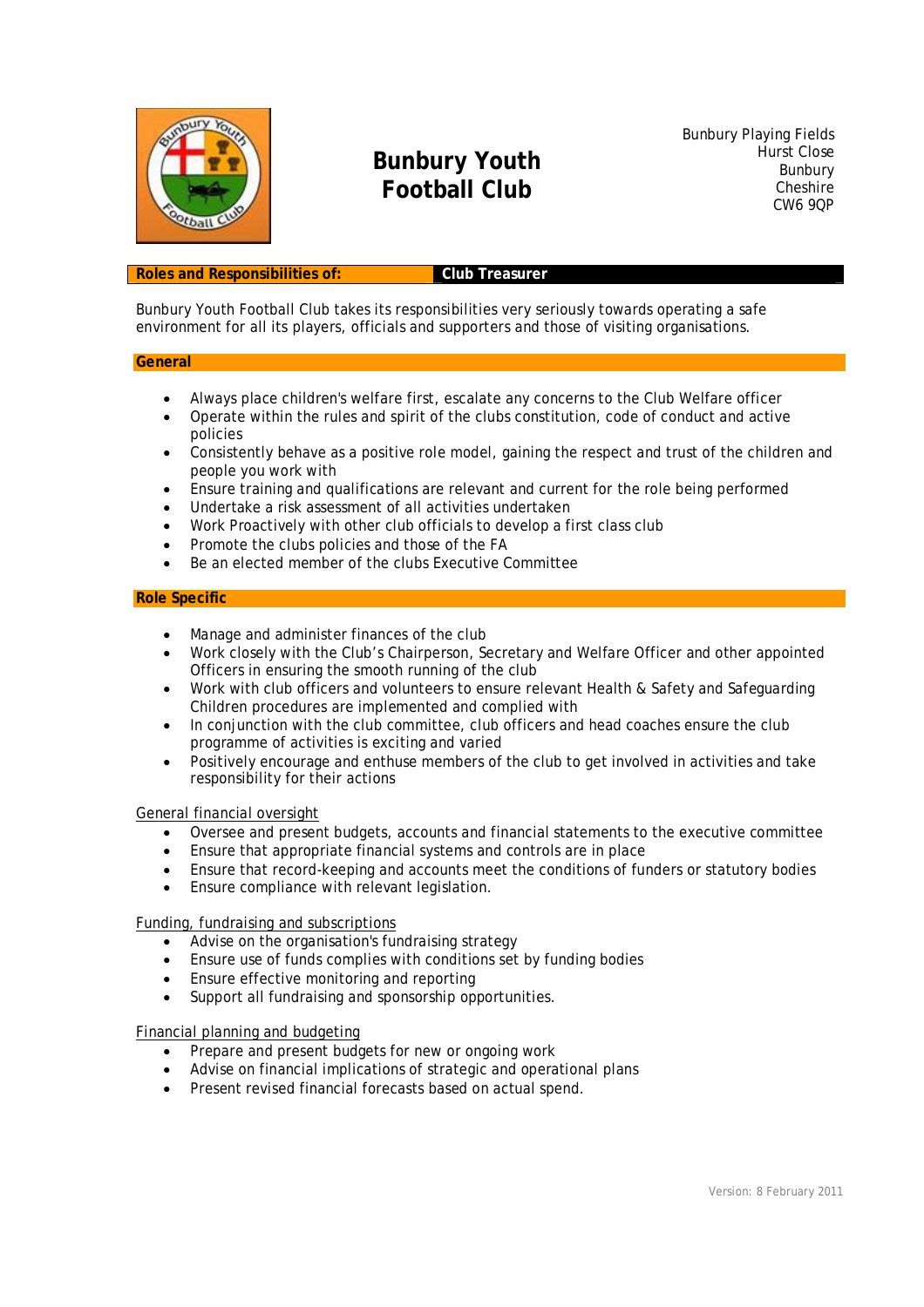# Bunbury Youth Football Club

Bunbury Playing Fields
Hurst Close
Bunbury
Cheshire
CW6 9QP

**Roles and Responsibilities of: Club Treasurer**

Bunbury Youth Football Club takes its responsibilities very seriously towards operating a safe environment for all its players, officials and supporters and those of visiting organisations.

## General

- Always place children's welfare first, escalate any concerns to the Club Welfare officer
- Operate within the rules and spirit of the clubs constitution, code of conduct and active policies
- Consistently behave as a positive role model, gaining the respect and trust of the children and people you work with
- Ensure training and qualifications are relevant and current for the role being performed
- Undertake a risk assessment of all activities undertaken
- Work Proactively with other club officials to develop a first class club
- Promote the clubs policies and those of the FA
- Be an elected member of the clubs Executive Committee

## Role Specific

- Manage and administer finances of the club
- Work closely with the Club's Chairperson, Secretary and Welfare Officer and other appointed Officers in ensuring the smooth running of the club
- Work with club officers and volunteers to ensure relevant Health & Safety and Safeguarding Children procedures are implemented and complied with
- In conjunction with the club committee, club officers and head coaches ensure the club programme of activities is exciting and varied
- Positively encourage and enthuse members of the club to get involved in activities and take responsibility for their actions

### General financial oversight

- Oversee and present budgets, accounts and financial statements to the executive committee
- Ensure that appropriate financial systems and controls are in place
- Ensure that record-keeping and accounts meet the conditions of funders or statutory bodies
- Ensure compliance with relevant legislation.

### Funding, fundraising and subscriptions

- Advise on the organisation's fundraising strategy
- Ensure use of funds complies with conditions set by funding bodies
- Ensure effective monitoring and reporting
- Support all fundraising and sponsorship opportunities.

### Financial planning and budgeting

- Prepare and present budgets for new or ongoing work
- Advise on financial implications of strategic and operational plans
- Present revised financial forecasts based on actual spend.

Version: 8 February 2011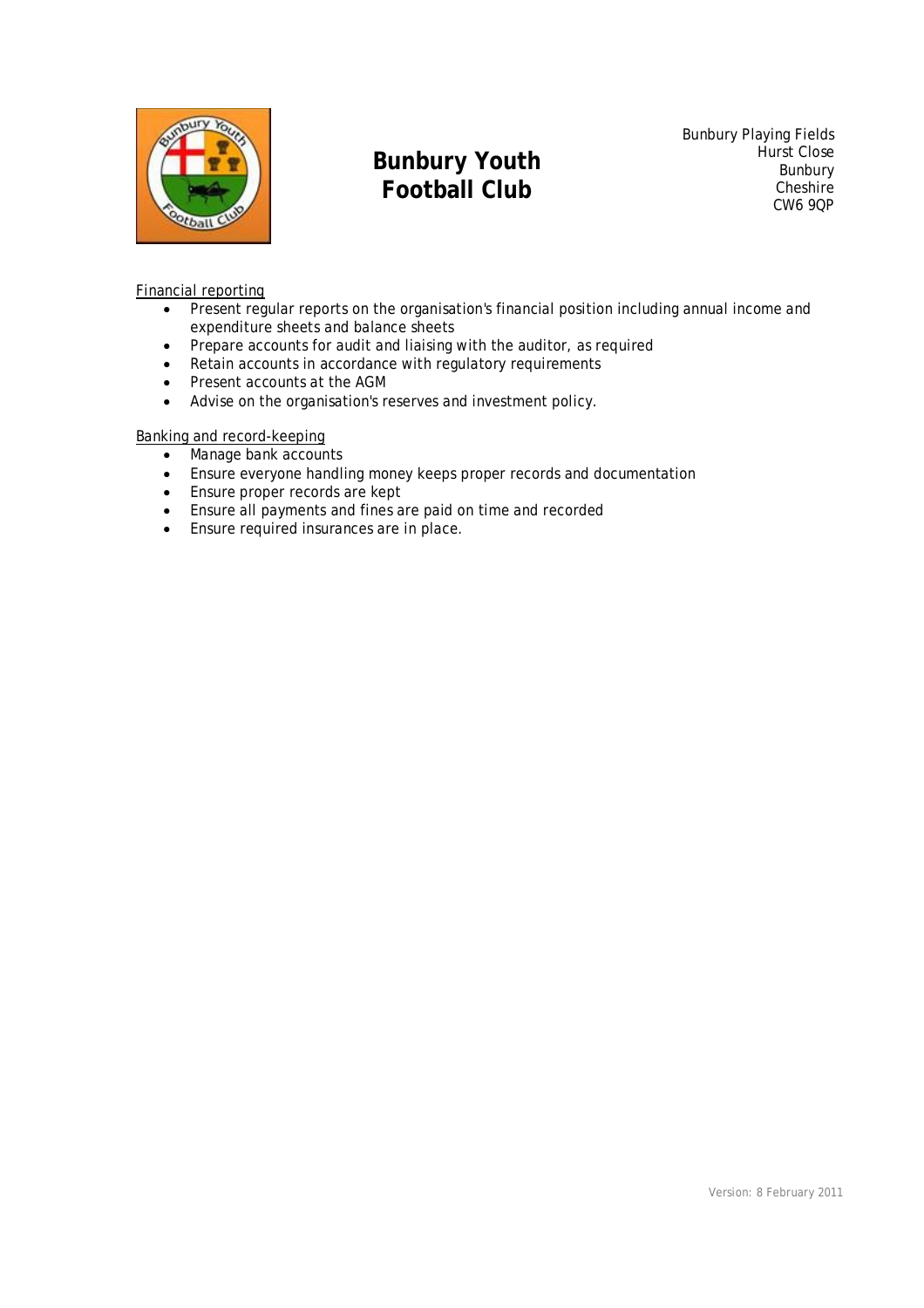Financial reporting

- Present regular reports on the organisation's financial position including annual income and expenditure sheets and balance sheets
- Prepare accounts for audit and liaising with the auditor, as required
- Retain accounts in accordance with regulatory requirements
- Present accounts at the AGM
- Advise on the organisation's reserves and investment policy.

Banking and record-keeping

- Manage bank accounts
- Ensure everyone handling money keeps proper records and documentation
- Ensure proper records are kept
- Ensure all payments and fines are paid on time and recorded
- Ensure required insurances are in place.